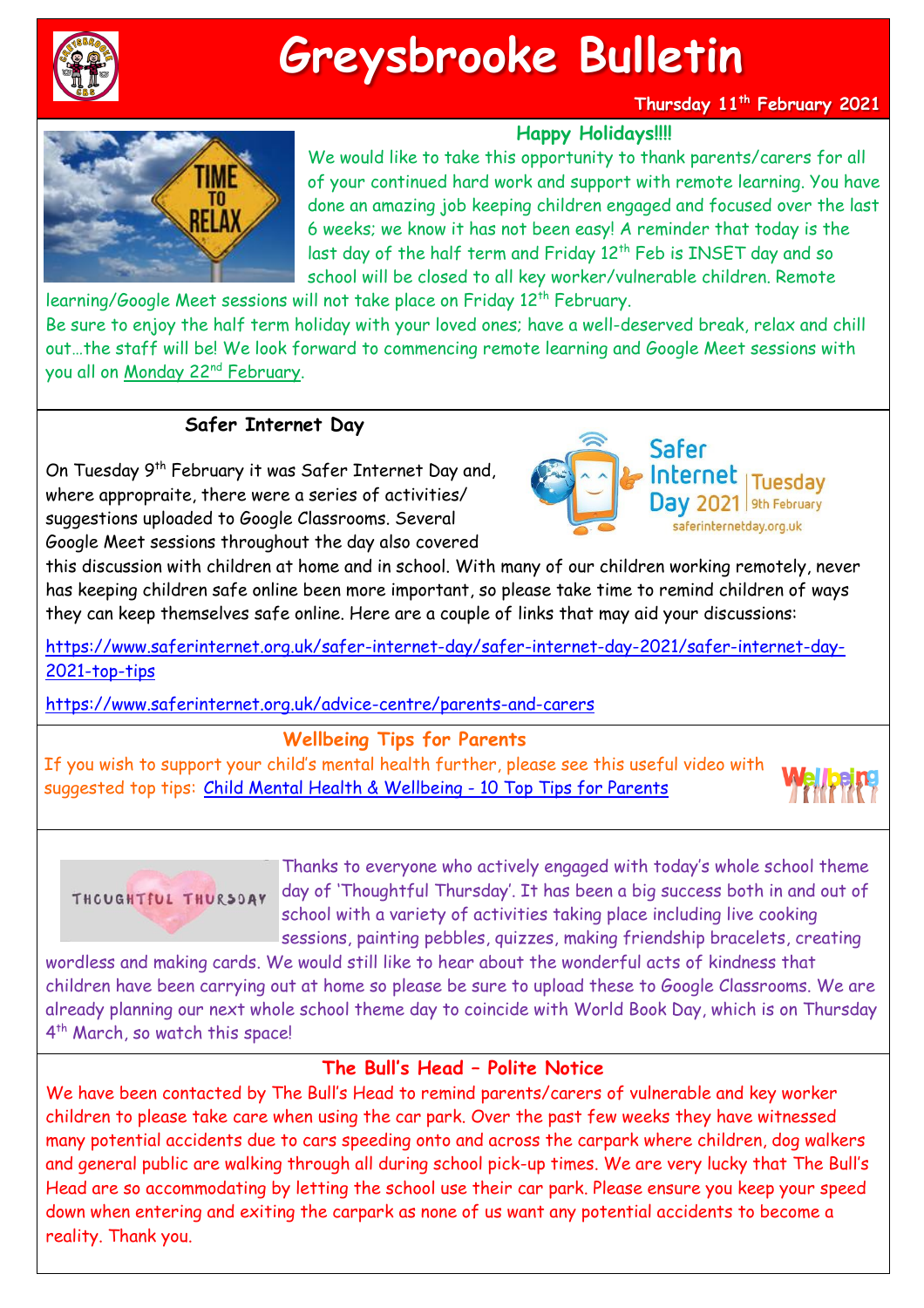# Greysbrooke Bulletin

**Thursday 11th February 2021**

## Happy Holidays!!!!

We would like to take this opportunity to thank parents/carers for all of your continued hard work and support with remote learning. You have done an amazing job keeping children engaged and focused over the last 6 weeks; we know it has not been easy! A reminder that today is the last day of the half term and Friday 12th Feb is INSET day and so school will be closed to all key worker/vulnerable children. Remote learning/Google Meet sessions will not take place on Friday 12th February.

Be sure to enjoy the half term holiday with your loved ones; have a well-deserved break, relax and chill out…the staff will be! We look forward to commencing remote learning and Google Meet sessions with you all on Monday 22nd February.

## Safer Internet Day

On Tuesday 9th February it was Safer Internet Day and, where appropraite, there were a series of activities/ suggestions uploaded to Google Classrooms. Several Google Meet sessions throughout the day also covered this discussion with children at home and in school. With many of our children working remotely, never has keeping children safe online been more important, so please take time to remind children of ways they can keep themselves safe online. Here are a couple of links that may aid your discussions:

https://www.saferinternet.org.uk/safer-internet-day/safer-internet-day-2021/safer-internet-day-2021-top-tips

https://www.saferinternet.org.uk/advice-centre/parents-and-carers

## Wellbeing Tips for Parents

If you wish to support your child's mental health further, please see this useful video with suggested top tips: Child Mental Health & Wellbeing - 10 Top Tips for Parents

## Thoughtful Thursday

Thanks to everyone who actively engaged with today's whole school theme day of 'Thoughtful Thursday'. It has been a big success both in and out of school with a variety of activities taking place including live cooking sessions, painting pebbles, quizzes, making friendship bracelets, creating wordless and making cards. We would still like to hear about the wonderful acts of kindness that children have been carrying out at home so please be sure to upload these to Google Classrooms. We are already planning our next whole school theme day to coincide with World Book Day, which is on Thursday 4th March, so watch this space!

## The Bull's Head – Polite Notice

We have been contacted by The Bull's Head to remind parents/carers of vulnerable and key worker children to please take care when using the car park. Over the past few weeks they have witnessed many potential accidents due to cars speeding onto and across the carpark where children, dog walkers and general public are walking through all during school pick-up times. We are very lucky that The Bull's Head are so accommodating by letting the school use their car park. Please ensure you keep your speed down when entering and exiting the carpark as none of us want any potential accidents to become a reality. Thank you.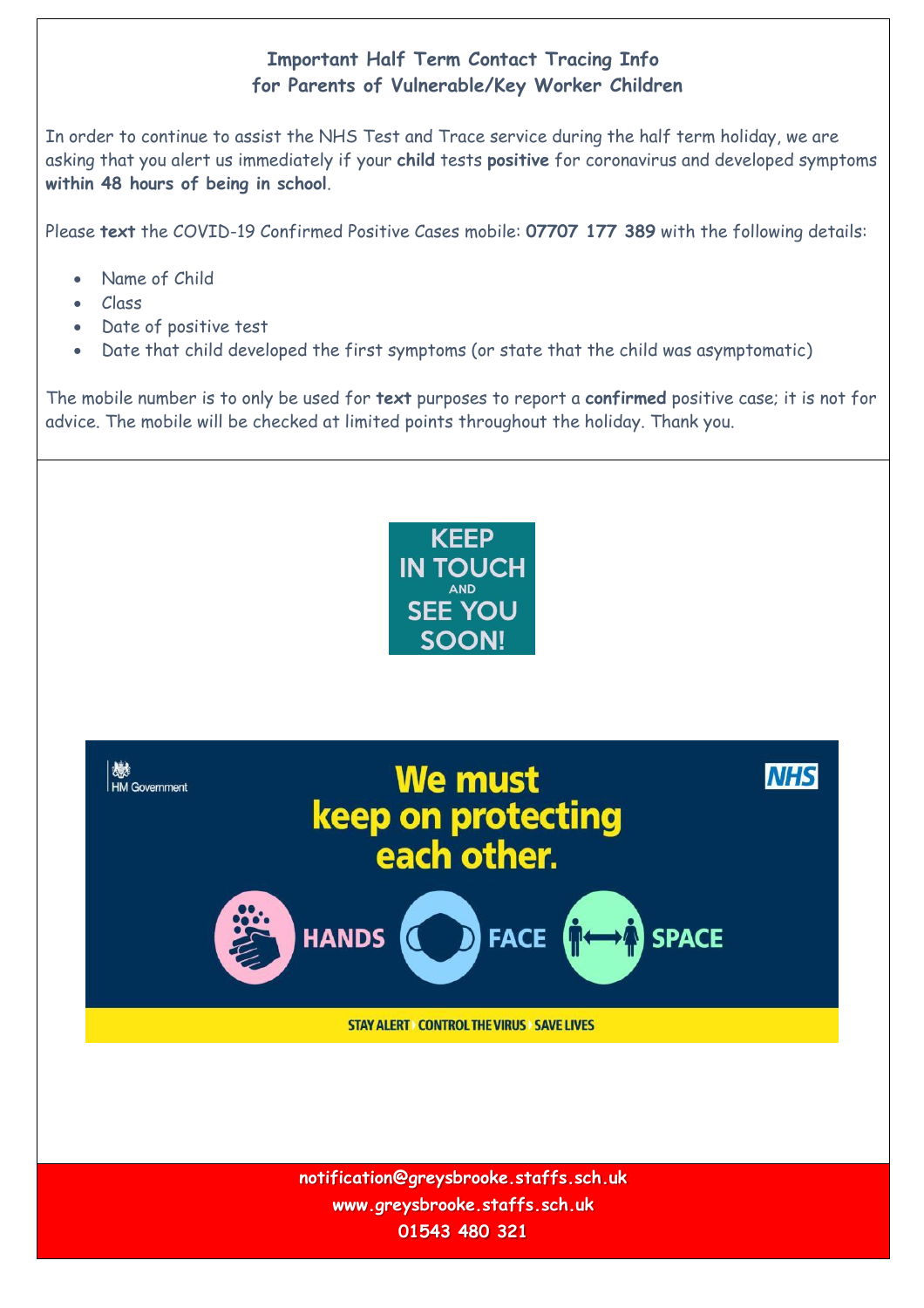## Important Half Term Contact Tracing Info for Parents of Vulnerable/Key Worker Children

In order to continue to assist the NHS Test and Trace service during the half term holiday, we are asking that you alert us immediately if your **child** tests **positive** for coronavirus and developed symptoms **within 48 hours of being in school**.

Please **text** the COVID-19 Confirmed Positive Cases mobile: **07707 177 389** with the following details:

- Name of Child
- Class
- Date of positive test
- Date that child developed the first symptoms (or state that the child was asymptomatic)

The mobile number is to only be used for **text** purposes to report a **confirmed** positive case; it is not for advice. The mobile will be checked at limited points throughout the holiday. Thank you.

KEEP IN TOUCH AND SEE YOU SOON!

HM Government

NHS

We must keep on protecting each other.

HANDS FACE SPACE

STAY ALERT CONTROL THE VIRUS SAVE LIVES

**notification@greysbrooke.staffs.sch.uk**
**www.greysbrooke.staffs.sch.uk**
**01543 480 321**